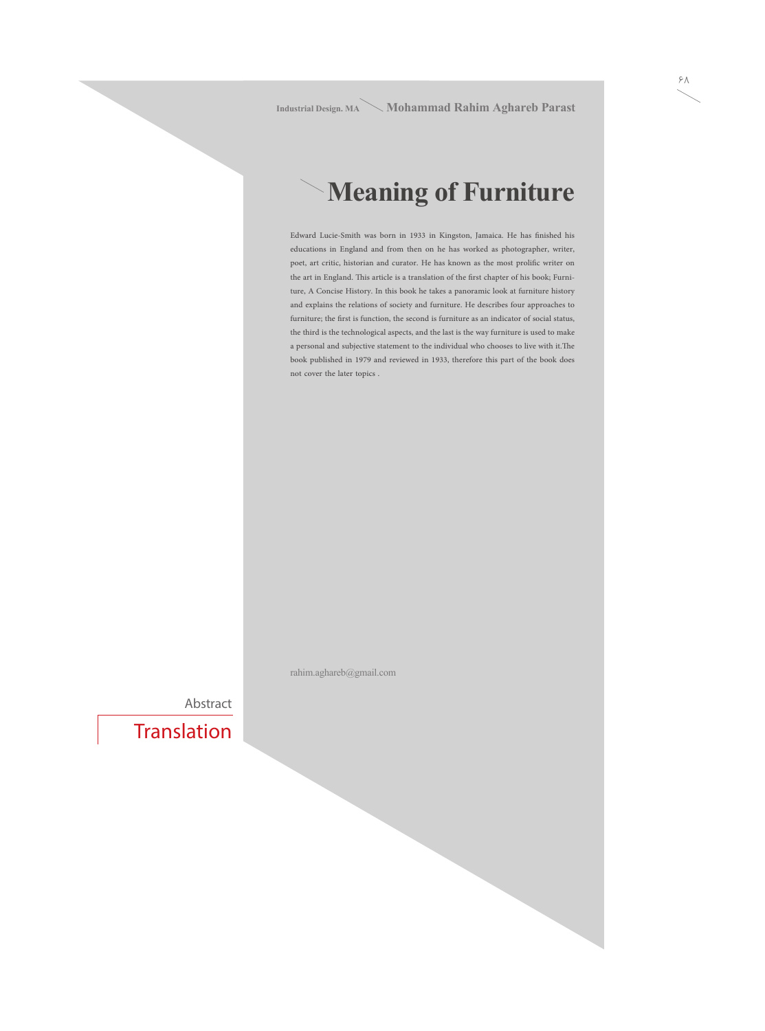Industrial Design. MA — **Mohammad Rahim Aghareb Parast**

# Meaning of Furniture

Edward Lucie-Smith was born in 1933 in Kingston, Jamaica. He has finished his educations in England and from then on he has worked as photographer, writer, poet, art critic, historian and curator. He has known as the most prolific writer on the art in England. This article is a translation of the first chapter of his book; Furniture, A Concise History. In this book he takes a panoramic look at furniture history and explains the relations of society and furniture. He describes four approaches to furniture; the first is function, the second is furniture as an indicator of social status, the third is the technological aspects, and the last is the way furniture is used to make a personal and subjective statement to the individual who chooses to live with it.The book published in 1979 and reviewed in 1933, therefore this part of the book does not cover the later topics .

rahim.aghareb@gmail.com

Abstract

Translation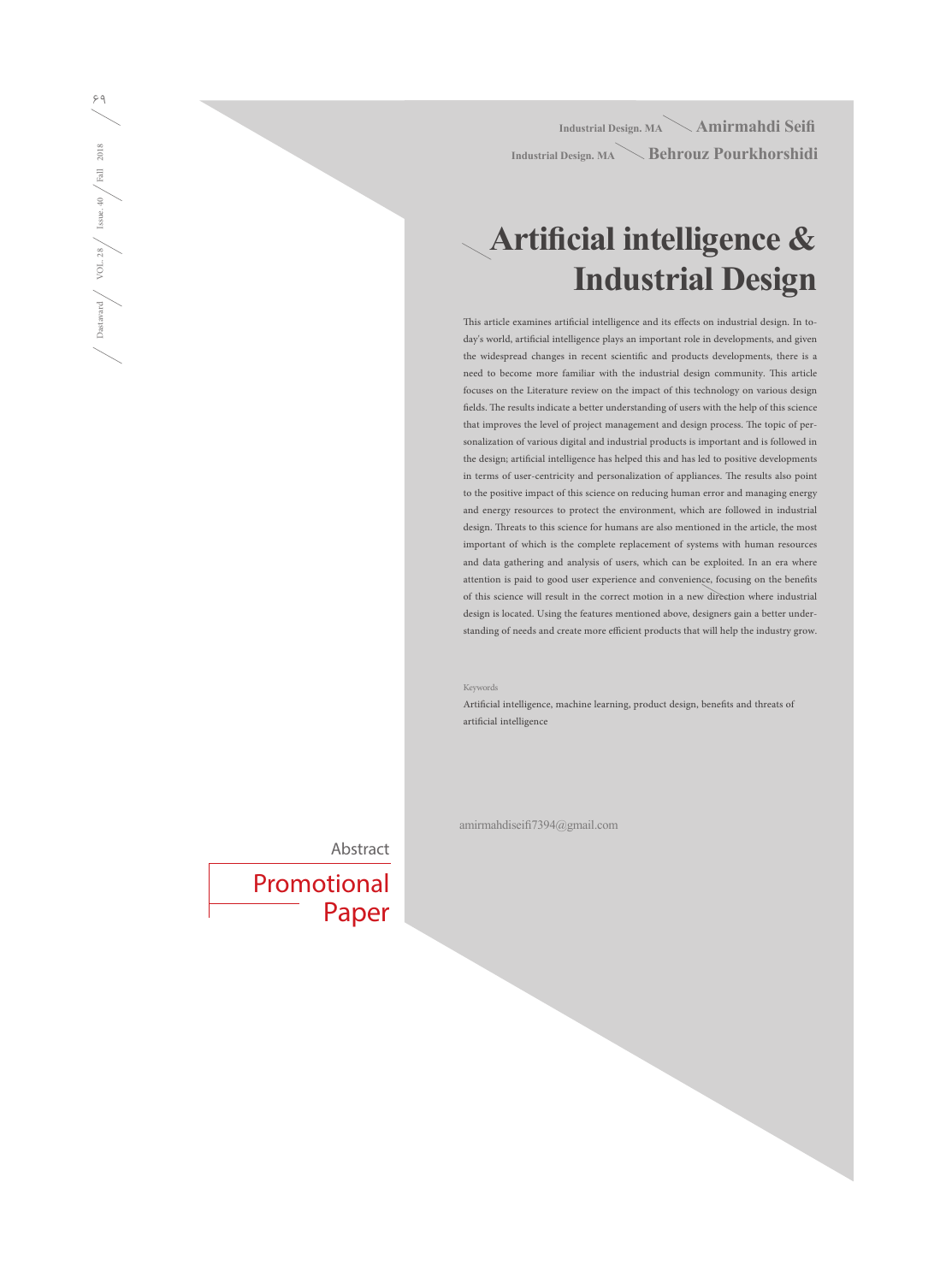Industrial Design. MA — **Amirmahdi Seifi**

Industrial Design. MA — **Behrouz Pourkhorshidi**

# Artificial intelligence & Industrial Design

This article examines artificial intelligence and its effects on industrial design. In today's world, artificial intelligence plays an important role in developments, and given the widespread changes in recent scientific and products developments, there is a need to become more familiar with the industrial design community. This article focuses on the Literature review on the impact of this technology on various design fields. The results indicate a better understanding of users with the help of this science that improves the level of project management and design process. The topic of personalization of various digital and industrial products is important and is followed in the design; artificial intelligence has helped this and has led to positive developments in terms of user-centricity and personalization of appliances. The results also point to the positive impact of this science on reducing human error and managing energy and energy resources to protect the environment, which are followed in industrial design. Threats to this science for humans are also mentioned in the article, the most important of which is the complete replacement of systems with human resources and data gathering and analysis of users, which can be exploited. In an era where attention is paid to good user experience and convenience, focusing on the benefits of this science will result in the correct motion in a new direction where industrial design is located. Using the features mentioned above, designers gain a better understanding of needs and create more efficient products that will help the industry grow.

Keywords

Artificial intelligence, machine learning, product design, benefits and threats of artificial intelligence

amirmahdiseifi7394@gmail.com

Abstract

Promotional Paper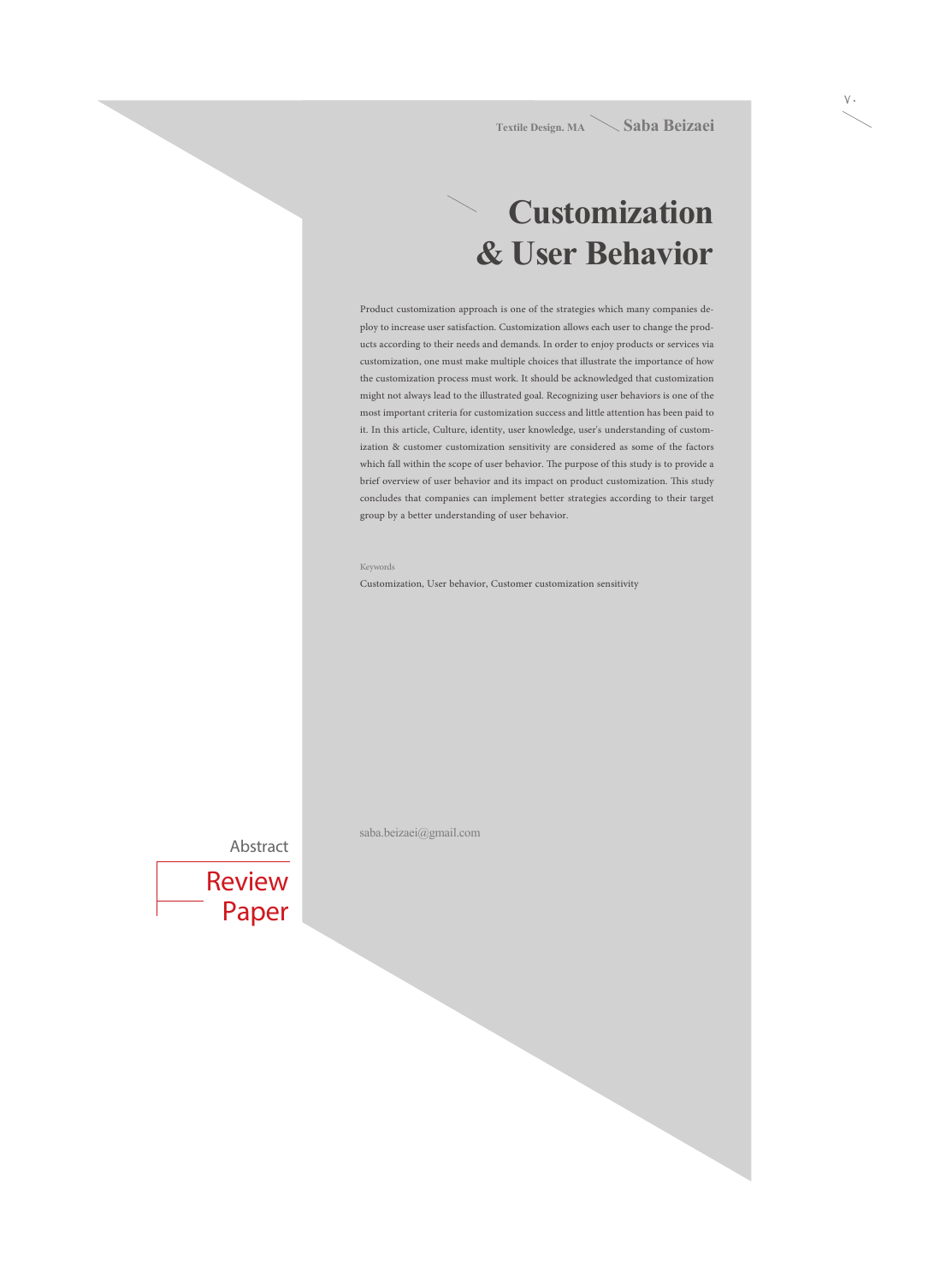Textile Design. MA — **Saba Beizaei**

# Customization & User Behavior

Product customization approach is one of the strategies which many companies deploy to increase user satisfaction. Customization allows each user to change the products according to their needs and demands. In order to enjoy products or services via customization, one must make multiple choices that illustrate the importance of how the customization process must work. It should be acknowledged that customization might not always lead to the illustrated goal. Recognizing user behaviors is one of the most important criteria for customization success and little attention has been paid to it. In this article, Culture, identity, user knowledge, user's understanding of customization & customer customization sensitivity are considered as some of the factors which fall within the scope of user behavior. The purpose of this study is to provide a brief overview of user behavior and its impact on product customization. This study concludes that companies can implement better strategies according to their target group by a better understanding of user behavior.

Keywords

Customization, User behavior, Customer customization sensitivity

saba.beizaei@gmail.com

Abstract

Review Paper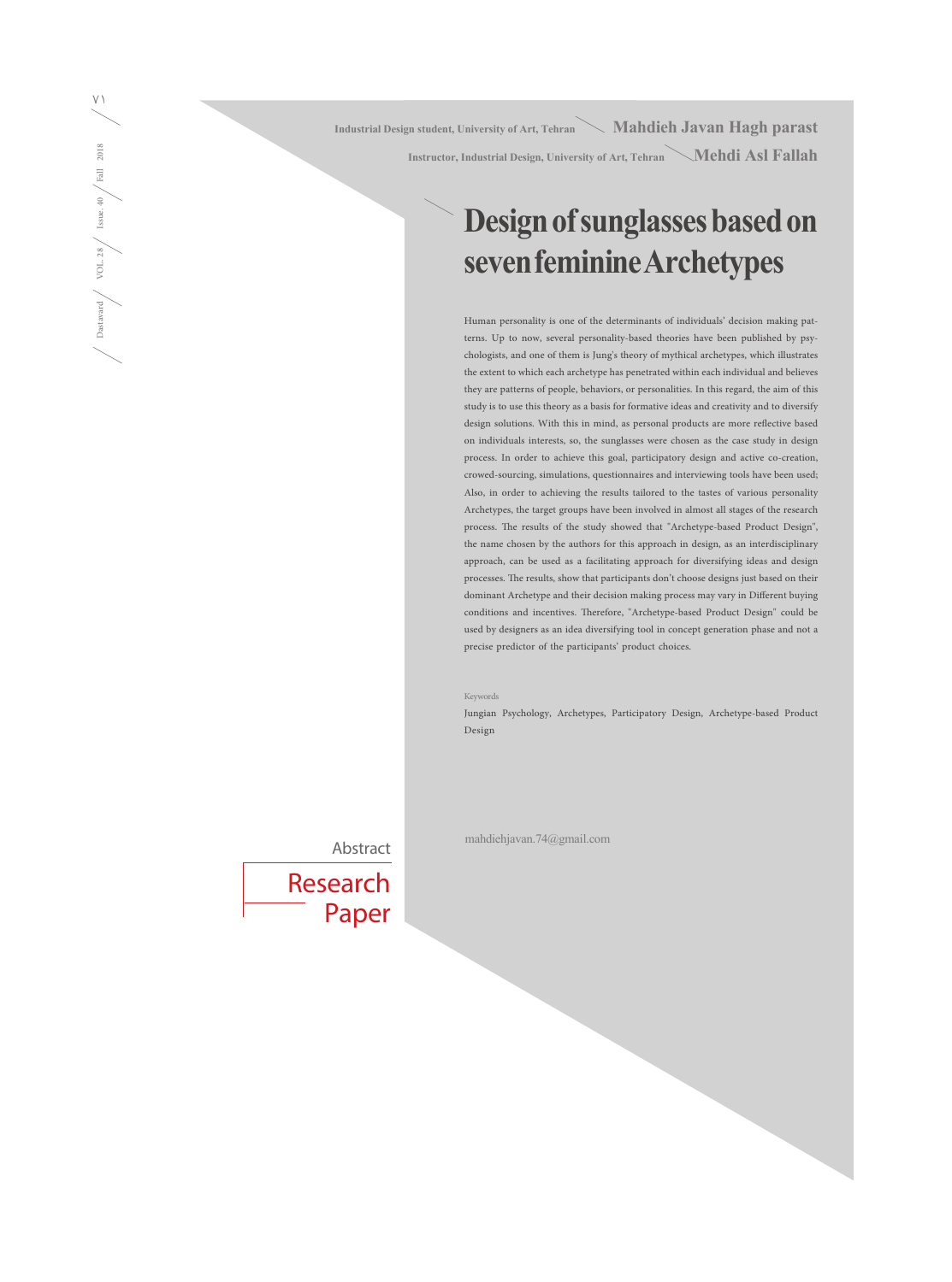Industrial Design student, University of Art, Tehran — **Mahdieh Javan Hagh parast**

Instructor, Industrial Design, University of Art, Tehran — **Mehdi Asl Fallah**

# Design of sunglasses based on seven feminine Archetypes

Human personality is one of the determinants of individuals' decision making patterns. Up to now, several personality-based theories have been published by psychologists, and one of them is Jung's theory of mythical archetypes, which illustrates the extent to which each archetype has penetrated within each individual and believes they are patterns of people, behaviors, or personalities. In this regard, the aim of this study is to use this theory as a basis for formative ideas and creativity and to diversify design solutions. With this in mind, as personal products are more reflective based on individuals interests, so, the sunglasses were chosen as the case study in design process. In order to achieve this goal, participatory design and active co-creation, crowed-sourcing, simulations, questionnaires and interviewing tools have been used; Also, in order to achieving the results tailored to the tastes of various personality Archetypes, the target groups have been involved in almost all stages of the research process. The results of the study showed that "Archetype-based Product Design", the name chosen by the authors for this approach in design, as an interdisciplinary approach, can be used as a facilitating approach for diversifying ideas and design processes. The results, show that participants don't choose designs just based on their dominant Archetype and their decision making process may vary in Different buying conditions and incentives. Therefore, "Archetype-based Product Design" could be used by designers as an idea diversifying tool in concept generation phase and not a precise predictor of the participants' product choices.

Keywords

Jungian Psychology, Archetypes, Participatory Design, Archetype-based Product Design

mahdiehjavan.74@gmail.com

Abstract

Research Paper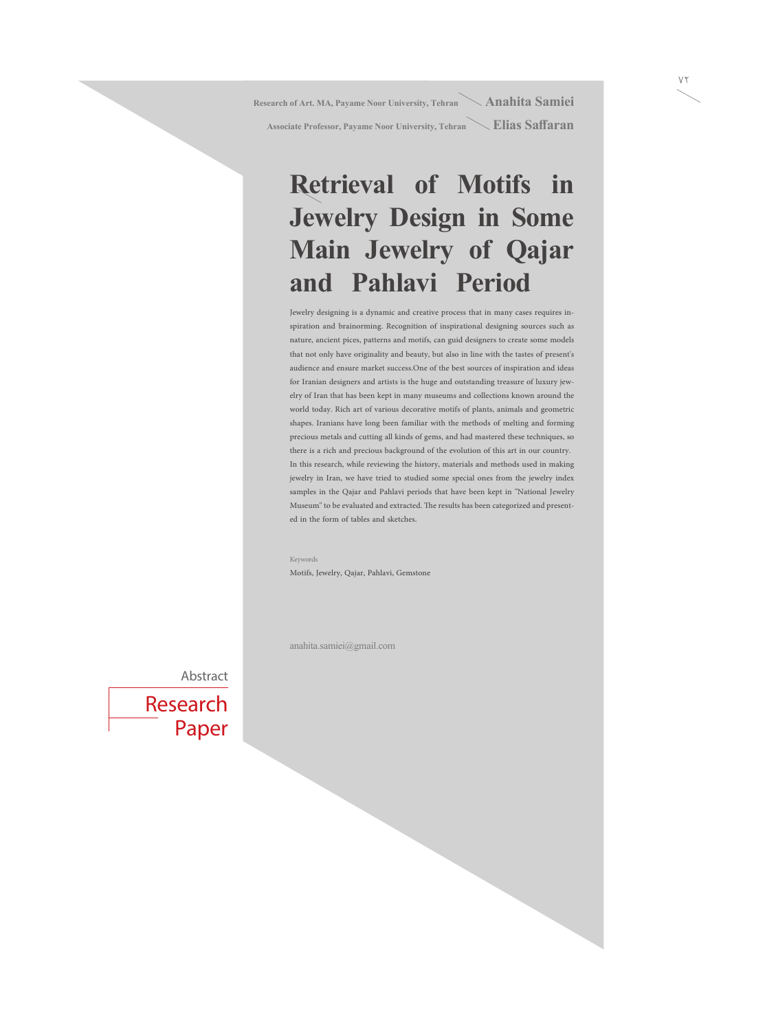Research of Art. MA, Payame Noor University, Tehran — **Anahita Samiei**

Associate Professor, Payame Noor University, Tehran — **Elias Saffaran**

# Retrieval of Motifs in Jewelry Design in Some Main Jewelry of Qajar and Pahlavi Period

Jewelry designing is a dynamic and creative process that in many cases requires inspiration and brainorming. Recognition of inspirational designing sources such as nature, ancient pices, patterns and motifs, can guid designers to create some models that not only have originality and beauty, but also in line with the tastes of present's audience and ensure market success.One of the best sources of inspiration and ideas for Iranian designers and artists is the huge and outstanding treasure of luxury jewelry of Iran that has been kept in many museums and collections known around the world today. Rich art of various decorative motifs of plants, animals and geometric shapes. Iranians have long been familiar with the methods of melting and forming precious metals and cutting all kinds of gems, and had mastered these techniques, so there is a rich and precious background of the evolution of this art in our country.
In this research, while reviewing the history, materials and methods used in making jewelry in Iran, we have tried to studied some special ones from the jewelry index samples in the Qajar and Pahlavi periods that have been kept in "National Jewelry Museum" to be evaluated and extracted. The results has been categorized and presented in the form of tables and sketches.

Keywords

Motifs, Jewelry, Qajar, Pahlavi, Gemstone

anahita.samiei@gmail.com

Abstract

Research Paper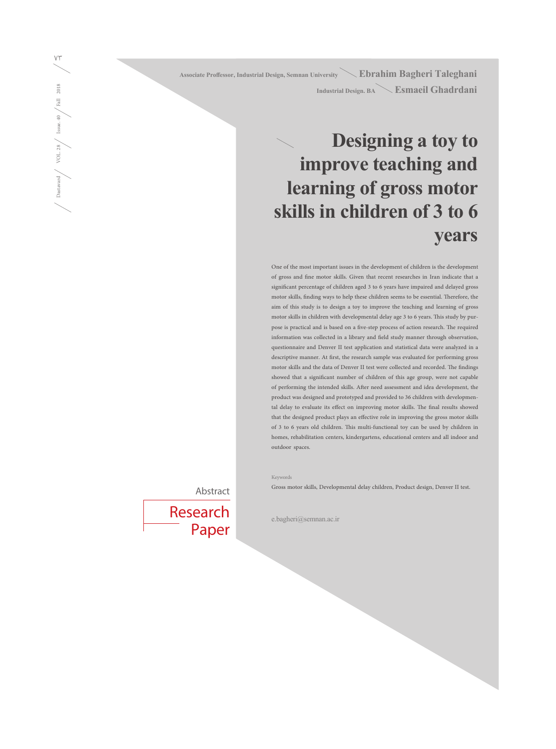**Ebrahim Bagheri Taleghani** — Associate Proffessor, Industrial Design, Semnan University

**Esmaeil Ghadrdani** — Industrial Design. BA

# Designing a toy to improve teaching and learning of gross motor skills in children of 3 to 6 years

Abstract

Research Paper

One of the most important issues in the development of children is the development of gross and fine motor skills. Given that recent researches in Iran indicate that a significant percentage of children aged 3 to 6 years have impaired and delayed gross motor skills, finding ways to help these children seems to be essential. Therefore, the aim of this study is to design a toy to improve the teaching and learning of gross motor skills in children with developmental delay age 3 to 6 years. This study by purpose is practical and is based on a five-step process of action research. The required information was collected in a library and field study manner through observation, questionnaire and Denver II test application and statistical data were analyzed in a descriptive manner. At first, the research sample was evaluated for performing gross motor skills and the data of Denver II test were collected and recorded. The findings showed that a significant number of children of this age group, were not capable of performing the intended skills. After need assessment and idea development, the product was designed and prototyped and provided to 36 children with developmental delay to evaluate its effect on improving motor skills. The final results showed that the designed product plays an effective role in improving the gross motor skills of 3 to 6 years old children. This multi-functional toy can be used by children in homes, rehabilitation centers, kindergartens, educational centers and all indoor and outdoor spaces.

Keywords

Gross motor skills, Developmental delay children, Product design, Denver II test.

e.bagheri@semnan.ac.ir